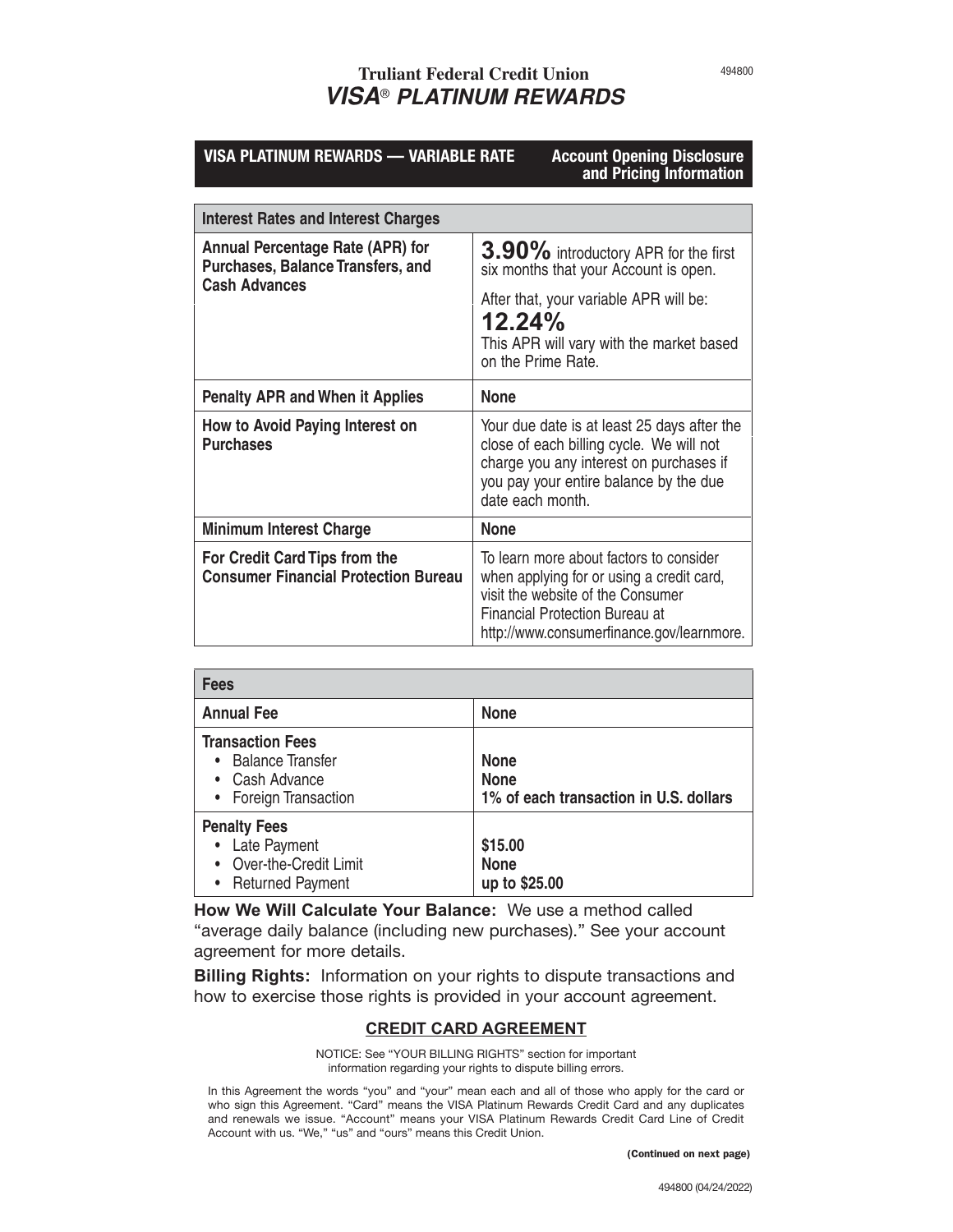# Truliant Federal Credit Union
## *VISA® PLATINUM REWARDS*

**VISA PLATINUM REWARDS — VARIABLE RATE** **Account Opening Disclosure and Pricing Information**

| Interest Rates and Interest Charges | |
|---|---|
| **Annual Percentage Rate (APR) for Purchases, Balance Transfers, and Cash Advances** | **3.90%** introductory APR for the first six months that your Account is open.<br>After that, your variable APR will be:<br>**12.24%**<br>This APR will vary with the market based on the Prime Rate. |
| **Penalty APR and When it Applies** | **None** |
| **How to Avoid Paying Interest on Purchases** | Your due date is at least 25 days after the close of each billing cycle. We will not charge you any interest on purchases if you pay your entire balance by the due date each month. |
| **Minimum Interest Charge** | **None** |
| **For Credit Card Tips from the Consumer Financial Protection Bureau** | To learn more about factors to consider when applying for or using a credit card, visit the website of the Consumer Financial Protection Bureau at http://www.consumerfinance.gov/learnmore. |

| Fees | |
|---|---|
| **Annual Fee** | **None** |
| **Transaction Fees**<br>• Balance Transfer<br>• Cash Advance<br>• Foreign Transaction | <br>**None**<br>**None**<br>**1% of each transaction in U.S. dollars** |
| **Penalty Fees**<br>• Late Payment<br>• Over-the-Credit Limit<br>• Returned Payment | <br>**$15.00**<br>**None**<br>**up to $25.00** |

**How We Will Calculate Your Balance:** We use a method called "average daily balance (including new purchases)." See your account agreement for more details.

**Billing Rights:** Information on your rights to dispute transactions and how to exercise those rights is provided in your account agreement.

## CREDIT CARD AGREEMENT

NOTICE: See "YOUR BILLING RIGHTS" section for important information regarding your rights to dispute billing errors.

In this Agreement the words "you" and "your" mean each and all of those who apply for the card or who sign this Agreement. "Card" means the VISA Platinum Rewards Credit Card and any duplicates and renewals we issue. "Account" means your VISA Platinum Rewards Credit Card Line of Credit Account with us. "We," "us" and "ours" means this Credit Union.

**(Continued on next page)**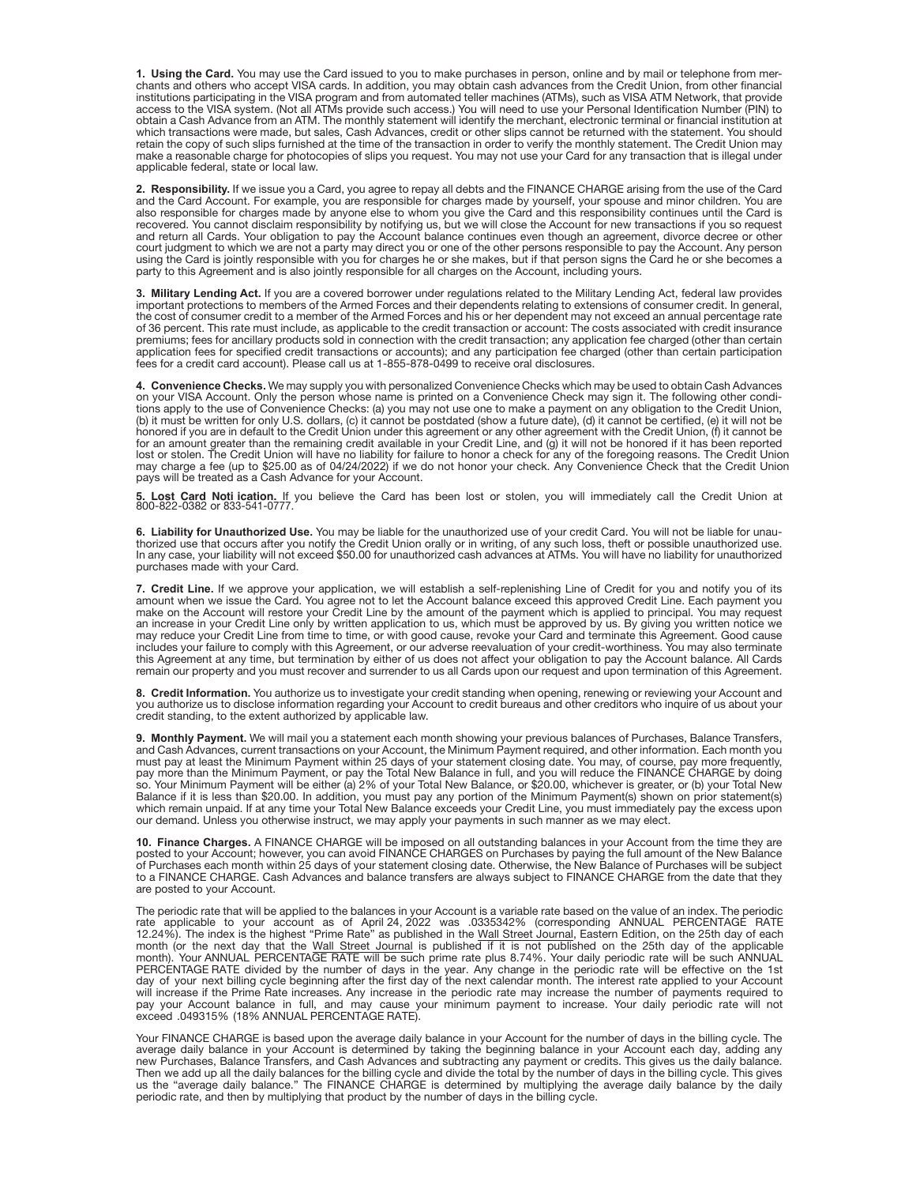**1. Using the Card.** You may use the Card issued to you to make purchases in person, online and by mail or telephone from merchants and others who accept VISA cards. In addition, you may obtain cash advances from the Credit Union, from other financial institutions participating in the VISA program and from automated teller machines (ATMs), such as VISA ATM Network, that provide access to the VISA system. (Not all ATMs provide such access.) You will need to use your Personal Identification Number (PIN) to obtain a Cash Advance from an ATM. The monthly statement will identify the merchant, electronic terminal or financial institution at which transactions were made, but sales, Cash Advances, credit or other slips cannot be returned with the statement. You should retain the copy of such slips furnished at the time of the transaction in order to verify the monthly statement. The Credit Union may make a reasonable charge for photocopies of slips you request. You may not use your Card for any transaction that is illegal under applicable federal, state or local law.

**2. Responsibility.** If we issue you a Card, you agree to repay all debts and the FINANCE CHARGE arising from the use of the Card and the Card Account. For example, you are responsible for charges made by yourself, your spouse and minor children. You are also responsible for charges made by anyone else to whom you give the Card and this responsibility continues until the Card is recovered. You cannot disclaim responsibility by notifying us, but we will close the Account for new transactions if you so request and return all Cards. Your obligation to pay the Account balance continues even though an agreement, divorce decree or other court judgment to which we are not a party may direct you or one of the other persons responsible to pay the Account. Any person using the Card is jointly responsible with you for charges he or she makes, but if that person signs the Card he or she becomes a party to this Agreement and is also jointly responsible for all charges on the Account, including yours.

**3. Military Lending Act.** If you are a covered borrower under regulations related to the Military Lending Act, federal law provides important protections to members of the Armed Forces and their dependents relating to extensions of consumer credit. In general, the cost of consumer credit to a member of the Armed Forces and his or her dependent may not exceed an annual percentage rate of 36 percent. This rate must include, as applicable to the credit transaction or account: The costs associated with credit insurance premiums; fees for ancillary products sold in connection with the credit transaction; any application fee charged (other than certain application fees for specified credit transactions or accounts); and any participation fee charged (other than certain participation fees for a credit card account). Please call us at 1-855-878-0499 to receive oral disclosures.

**4. Convenience Checks.** We may supply you with personalized Convenience Checks which may be used to obtain Cash Advances on your VISA Account. Only the person whose name is printed on a Convenience Check may sign it. The following other conditions apply to the use of Convenience Checks: (a) you may not use one to make a payment on any obligation to the Credit Union, (b) it must be written for only U.S. dollars, (c) it cannot be postdated (show a future date), (d) it cannot be certified, (e) it will not be honored if you are in default to the Credit Union under this agreement or any other agreement with the Credit Union, (f) it cannot be for an amount greater than the remaining credit available in your Credit Line, and (g) it will not be honored if it has been reported lost or stolen. The Credit Union will have no liability for failure to honor a check for any of the foregoing reasons. The Credit Union may charge a fee (up to $25.00 as of 04/24/2022) if we do not honor your check. Any Convenience Check that the Credit Union pays will be treated as a Cash Advance for your Account.

**5. Lost Card Noti ication.** If you believe the Card has been lost or stolen, you will immediately call the Credit Union at 800-822-0382 or 833-541-0777.

**6. Liability for Unauthorized Use.** You may be liable for the unauthorized use of your credit Card. You will not be liable for unauthorized use that occurs after you notify the Credit Union orally or in writing, of any such loss, theft or possible unauthorized use. In any case, your liability will not exceed $50.00 for unauthorized cash advances at ATMs. You will have no liability for unauthorized purchases made with your Card.

**7. Credit Line.** If we approve your application, we will establish a self-replenishing Line of Credit for you and notify you of its amount when we issue the Card. You agree not to let the Account balance exceed this approved Credit Line. Each payment you make on the Account will restore your Credit Line by the amount of the payment which is applied to principal. You may request an increase in your Credit Line only by written application to us, which must be approved by us. By giving you written notice we may reduce your Credit Line from time to time, or with good cause, revoke your Card and terminate this Agreement. Good cause includes your failure to comply with this Agreement, or our adverse reevaluation of your credit-worthiness. You may also terminate this Agreement at any time, but termination by either of us does not affect your obligation to pay the Account balance. All Cards remain our property and you must recover and surrender to us all Cards upon our request and upon termination of this Agreement.

**8. Credit Information.** You authorize us to investigate your credit standing when opening, renewing or reviewing your Account and you authorize us to disclose information regarding your Account to credit bureaus and other creditors who inquire of us about your credit standing, to the extent authorized by applicable law.

**9. Monthly Payment.** We will mail you a statement each month showing your previous balances of Purchases, Balance Transfers, and Cash Advances, current transactions on your Account, the Minimum Payment required, and other information. Each month you must pay at least the Minimum Payment within 25 days of your statement closing date. You may, of course, pay more frequently, pay more than the Minimum Payment, or pay the Total New Balance in full, and you will reduce the FINANCE CHARGE by doing so. Your Minimum Payment will be either (a) 2% of your Total New Balance, or $20.00, whichever is greater, or (b) your Total New Balance if it is less than $20.00. In addition, you must pay any portion of the Minimum Payment(s) shown on prior statement(s) which remain unpaid. If at any time your Total New Balance exceeds your Credit Line, you must immediately pay the excess upon our demand. Unless you otherwise instruct, we may apply your payments in such manner as we may elect.

**10. Finance Charges.** A FINANCE CHARGE will be imposed on all outstanding balances in your Account from the time they are posted to your Account; however, you can avoid FINANCE CHARGES on Purchases by paying the full amount of the New Balance of Purchases each month within 25 days of your statement closing date. Otherwise, the New Balance of Purchases will be subject to a FINANCE CHARGE. Cash Advances and balance transfers are always subject to FINANCE CHARGE from the date that they are posted to your Account.

The periodic rate that will be applied to the balances in your Account is a variable rate based on the value of an index. The periodic rate applicable to your account as of April 24, 2022 was .0335342% (corresponding ANNUAL PERCENTAGE RATE 12.24%). The index is the highest "Prime Rate" as published in the Wall Street Journal, Eastern Edition, on the 25th day of each month (or the next day that the Wall Street Journal is published if it is not published on the 25th day of the applicable month). Your ANNUAL PERCENTAGE RATE will be such prime rate plus 8.74%. Your daily periodic rate will be such ANNUAL PERCENTAGE RATE divided by the number of days in the year. Any change in the periodic rate will be effective on the 1st day of your next billing cycle beginning after the first day of the next calendar month. The interest rate applied to your Account will increase if the Prime Rate increases. Any increase in the periodic rate may increase the number of payments required to pay your Account balance in full, and may cause your minimum payment to increase. Your daily periodic rate will not exceed .049315% (18% ANNUAL PERCENTAGE RATE).

Your FINANCE CHARGE is based upon the average daily balance in your Account for the number of days in the billing cycle. The average daily balance in your Account is determined by taking the beginning balance in your Account each day, adding any new Purchases, Balance Transfers, and Cash Advances and subtracting any payment or credits. This gives us the daily balance. Then we add up all the daily balances for the billing cycle and divide the total by the number of days in the billing cycle. This gives us the "average daily balance." The FINANCE CHARGE is determined by multiplying the average daily balance by the daily periodic rate, and then by multiplying that product by the number of days in the billing cycle.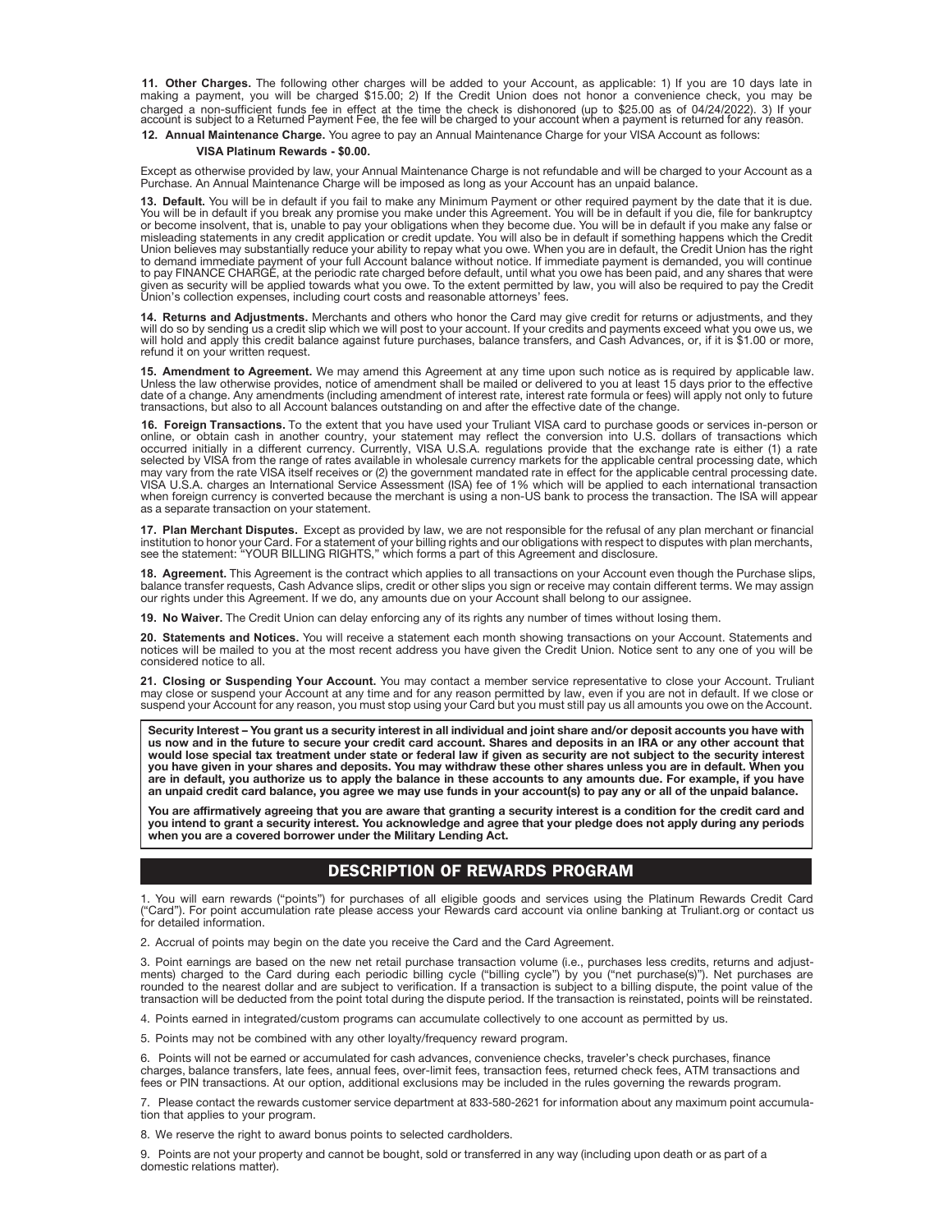**11. Other Charges.** The following other charges will be added to your Account, as applicable: 1) If you are 10 days late in making a payment, you will be charged $15.00; 2) If the Credit Union does not honor a convenience check, you may be charged a non-sufficient funds fee in effect at the time the check is dishonored (up to $25.00 as of 04/24/2022). 3) If your account is subject to a Returned Payment Fee, the fee will be charged to your account when a payment is returned for any reason.

**12. Annual Maintenance Charge.** You agree to pay an Annual Maintenance Charge for your VISA Account as follows:

**VISA Platinum Rewards - $0.00.**

Except as otherwise provided by law, your Annual Maintenance Charge is not refundable and will be charged to your Account as a Purchase. An Annual Maintenance Charge will be imposed as long as your Account has an unpaid balance.

**13. Default.** You will be in default if you fail to make any Minimum Payment or other required payment by the date that it is due. You will be in default if you break any promise you make under this Agreement. You will be in default if you die, file for bankruptcy or become insolvent, that is, unable to pay your obligations when they become due. You will be in default if you make any false or misleading statements in any credit application or credit update. You will also be in default if something happens which the Credit Union believes may substantially reduce your ability to repay what you owe. When you are in default, the Credit Union has the right to demand immediate payment of your full Account balance without notice. If immediate payment is demanded, you will continue to pay FINANCE CHARGE, at the periodic rate charged before default, until what you owe has been paid, and any shares that were given as security will be applied towards what you owe. To the extent permitted by law, you will also be required to pay the Credit Union's collection expenses, including court costs and reasonable attorneys' fees.

**14. Returns and Adjustments.** Merchants and others who honor the Card may give credit for returns or adjustments, and they will do so by sending us a credit slip which we will post to your account. If your credits and payments exceed what you owe us, we will hold and apply this credit balance against future purchases, balance transfers, and Cash Advances, or, if it is $1.00 or more, refund it on your written request.

**15. Amendment to Agreement.** We may amend this Agreement at any time upon such notice as is required by applicable law. Unless the law otherwise provides, notice of amendment shall be mailed or delivered to you at least 15 days prior to the effective date of a change. Any amendments (including amendment of interest rate, interest rate formula or fees) will apply not only to future transactions, but also to all Account balances outstanding on and after the effective date of the change.

**16. Foreign Transactions.** To the extent that you have used your Truliant VISA card to purchase goods or services in-person or online, or obtain cash in another country, your statement may reflect the conversion into U.S. dollars of transactions which occurred initially in a different currency. Currently, VISA U.S.A. regulations provide that the exchange rate is either (1) a rate selected by VISA from the range of rates available in wholesale currency markets for the applicable central processing date, which may vary from the rate VISA itself receives or (2) the government mandated rate in effect for the applicable central processing date. VISA U.S.A. charges an International Service Assessment (ISA) fee of 1% which will be applied to each international transaction when foreign currency is converted because the merchant is using a non-US bank to process the transaction. The ISA will appear as a separate transaction on your statement.

**17. Plan Merchant Disputes.** Except as provided by law, we are not responsible for the refusal of any plan merchant or financial institution to honor your Card. For a statement of your billing rights and our obligations with respect to disputes with plan merchants, see the statement: "YOUR BILLING RIGHTS," which forms a part of this Agreement and disclosure.

**18. Agreement.** This Agreement is the contract which applies to all transactions on your Account even though the Purchase slips, balance transfer requests, Cash Advance slips, credit or other slips you sign or receive may contain different terms. We may assign our rights under this Agreement. If we do, any amounts due on your Account shall belong to our assignee.

**19. No Waiver.** The Credit Union can delay enforcing any of its rights any number of times without losing them.

**20. Statements and Notices.** You will receive a statement each month showing transactions on your Account. Statements and notices will be mailed to you at the most recent address you have given the Credit Union. Notice sent to any one of you will be considered notice to all.

**21. Closing or Suspending Your Account.** You may contact a member service representative to close your Account. Truliant may close or suspend your Account at any time and for any reason permitted by law, even if you are not in default. If we close or suspend your Account for any reason, you must stop using your Card but you must still pay us all amounts you owe on the Account.

**Security Interest – You grant us a security interest in all individual and joint share and/or deposit accounts you have with us now and in the future to secure your credit card account. Shares and deposits in an IRA or any other account that would lose special tax treatment under state or federal law if given as security are not subject to the security interest you have given in your shares and deposits. You may withdraw these other shares unless you are in default. When you are in default, you authorize us to apply the balance in these accounts to any amounts due. For example, if you have an unpaid credit card balance, you agree we may use funds in your account(s) to pay any or all of the unpaid balance.**

**You are affirmatively agreeing that you are aware that granting a security interest is a condition for the credit card and you intend to grant a security interest. You acknowledge and agree that your pledge does not apply during any periods when you are a covered borrower under the Military Lending Act.**

## DESCRIPTION OF REWARDS PROGRAM

1. You will earn rewards ("points") for purchases of all eligible goods and services using the Platinum Rewards Credit Card ("Card"). For point accumulation rate please access your Rewards card account via online banking at Truliant.org or contact us for detailed information.

2. Accrual of points may begin on the date you receive the Card and the Card Agreement.

3. Point earnings are based on the new net retail purchase transaction volume (i.e., purchases less credits, returns and adjustments) charged to the Card during each periodic billing cycle ("billing cycle") by you ("net purchase(s)"). Net purchases are rounded to the nearest dollar and are subject to verification. If a transaction is subject to a billing dispute, the point value of the transaction will be deducted from the point total during the dispute period. If the transaction is reinstated, points will be reinstated.

4. Points earned in integrated/custom programs can accumulate collectively to one account as permitted by us.

5. Points may not be combined with any other loyalty/frequency reward program.

6. Points will not be earned or accumulated for cash advances, convenience checks, traveler's check purchases, finance charges, balance transfers, late fees, annual fees, over-limit fees, transaction fees, returned check fees, ATM transactions and fees or PIN transactions. At our option, additional exclusions may be included in the rules governing the rewards program.

7. Please contact the rewards customer service department at 833-580-2621 for information about any maximum point accumulation that applies to your program.

8. We reserve the right to award bonus points to selected cardholders.

9. Points are not your property and cannot be bought, sold or transferred in any way (including upon death or as part of a domestic relations matter).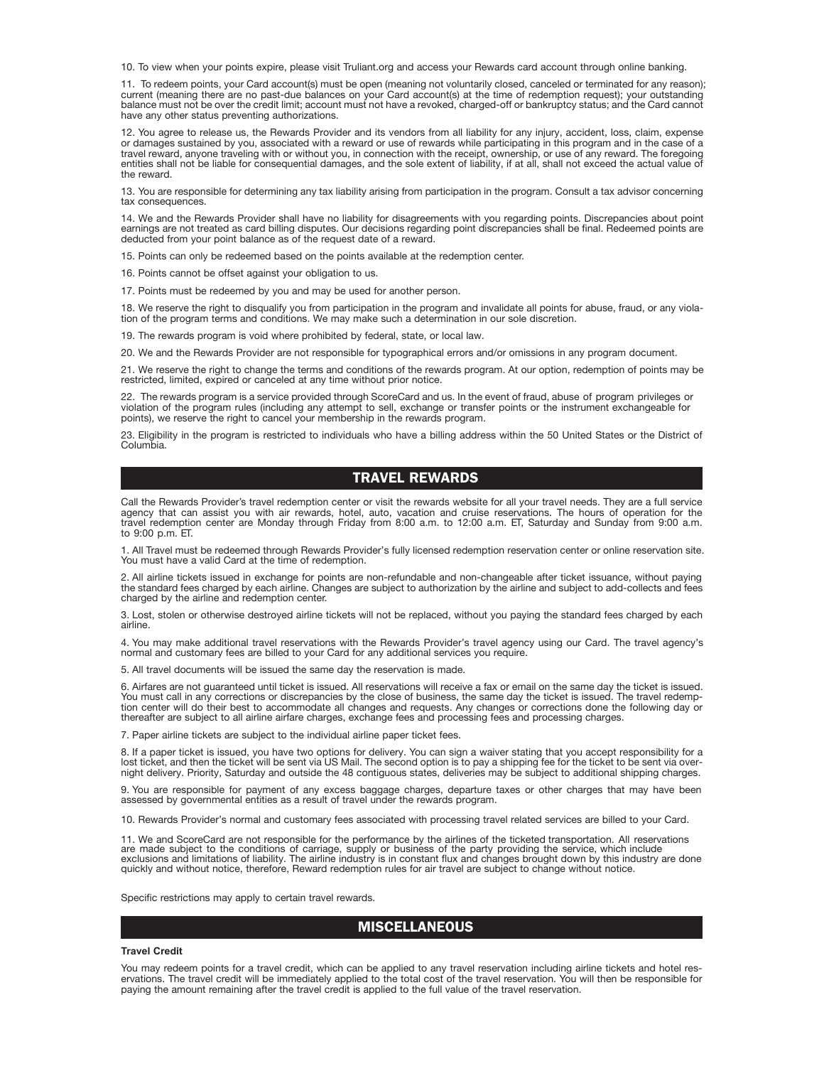10. To view when your points expire, please visit Truliant.org and access your Rewards card account through online banking.

11. To redeem points, your Card account(s) must be open (meaning not voluntarily closed, canceled or terminated for any reason); current (meaning there are no past-due balances on your Card account(s) at the time of redemption request); your outstanding balance must not be over the credit limit; account must not have a revoked, charged-off or bankruptcy status; and the Card cannot have any other status preventing authorizations.

12. You agree to release us, the Rewards Provider and its vendors from all liability for any injury, accident, loss, claim, expense or damages sustained by you, associated with a reward or use of rewards while participating in this program and in the case of a travel reward, anyone traveling with or without you, in connection with the receipt, ownership, or use of any reward. The foregoing entities shall not be liable for consequential damages, and the sole extent of liability, if at all, shall not exceed the actual value of the reward.

13. You are responsible for determining any tax liability arising from participation in the program. Consult a tax advisor concerning tax consequences.

14. We and the Rewards Provider shall have no liability for disagreements with you regarding points. Discrepancies about point earnings are not treated as card billing disputes. Our decisions regarding point discrepancies shall be final. Redeemed points are deducted from your point balance as of the request date of a reward.

15. Points can only be redeemed based on the points available at the redemption center.

16. Points cannot be offset against your obligation to us.

17. Points must be redeemed by you and may be used for another person.

18. We reserve the right to disqualify you from participation in the program and invalidate all points for abuse, fraud, or any violation of the program terms and conditions. We may make such a determination in our sole discretion.

19. The rewards program is void where prohibited by federal, state, or local law.

20. We and the Rewards Provider are not responsible for typographical errors and/or omissions in any program document.

21. We reserve the right to change the terms and conditions of the rewards program. At our option, redemption of points may be restricted, limited, expired or canceled at any time without prior notice.

22. The rewards program is a service provided through ScoreCard and us. In the event of fraud, abuse of program privileges or violation of the program rules (including any attempt to sell, exchange or transfer points or the instrument exchangeable for points), we reserve the right to cancel your membership in the rewards program.

23. Eligibility in the program is restricted to individuals who have a billing address within the 50 United States or the District of Columbia.

## TRAVEL REWARDS

Call the Rewards Provider's travel redemption center or visit the rewards website for all your travel needs. They are a full service agency that can assist you with air rewards, hotel, auto, vacation and cruise reservations. The hours of operation for the travel redemption center are Monday through Friday from 8:00 a.m. to 12:00 a.m. ET, Saturday and Sunday from 9:00 a.m. to 9:00 p.m. ET.

1. All Travel must be redeemed through Rewards Provider's fully licensed redemption reservation center or online reservation site. You must have a valid Card at the time of redemption.

2. All airline tickets issued in exchange for points are non-refundable and non-changeable after ticket issuance, without paying the standard fees charged by each airline. Changes are subject to authorization by the airline and subject to add-collects and fees charged by the airline and redemption center.

3. Lost, stolen or otherwise destroyed airline tickets will not be replaced, without you paying the standard fees charged by each airline.

4. You may make additional travel reservations with the Rewards Provider's travel agency using our Card. The travel agency's normal and customary fees are billed to your Card for any additional services you require.

5. All travel documents will be issued the same day the reservation is made.

6. Airfares are not guaranteed until ticket is issued. All reservations will receive a fax or email on the same day the ticket is issued. You must call in any corrections or discrepancies by the close of business, the same day the ticket is issued. The travel redemption center will do their best to accommodate all changes and requests. Any changes or corrections done the following day or thereafter are subject to all airline airfare charges, exchange fees and processing fees and processing charges.

7. Paper airline tickets are subject to the individual airline paper ticket fees.

8. If a paper ticket is issued, you have two options for delivery. You can sign a waiver stating that you accept responsibility for a lost ticket, and then the ticket will be sent via US Mail. The second option is to pay a shipping fee for the ticket to be sent via overnight delivery. Priority, Saturday and outside the 48 contiguous states, deliveries may be subject to additional shipping charges.

9. You are responsible for payment of any excess baggage charges, departure taxes or other charges that may have been assessed by governmental entities as a result of travel under the rewards program.

10. Rewards Provider's normal and customary fees associated with processing travel related services are billed to your Card.

11. We and ScoreCard are not responsible for the performance by the airlines of the ticketed transportation. All reservations are made subject to the conditions of carriage, supply or business of the party providing the service, which include exclusions and limitations of liability. The airline industry is in constant flux and changes brought down by this industry are done quickly and without notice, therefore, Reward redemption rules for air travel are subject to change without notice.

Specific restrictions may apply to certain travel rewards.

## MISCELLANEOUS

**Travel Credit**

You may redeem points for a travel credit, which can be applied to any travel reservation including airline tickets and hotel reservations. The travel credit will be immediately applied to the total cost of the travel reservation. You will then be responsible for paying the amount remaining after the travel credit is applied to the full value of the travel reservation.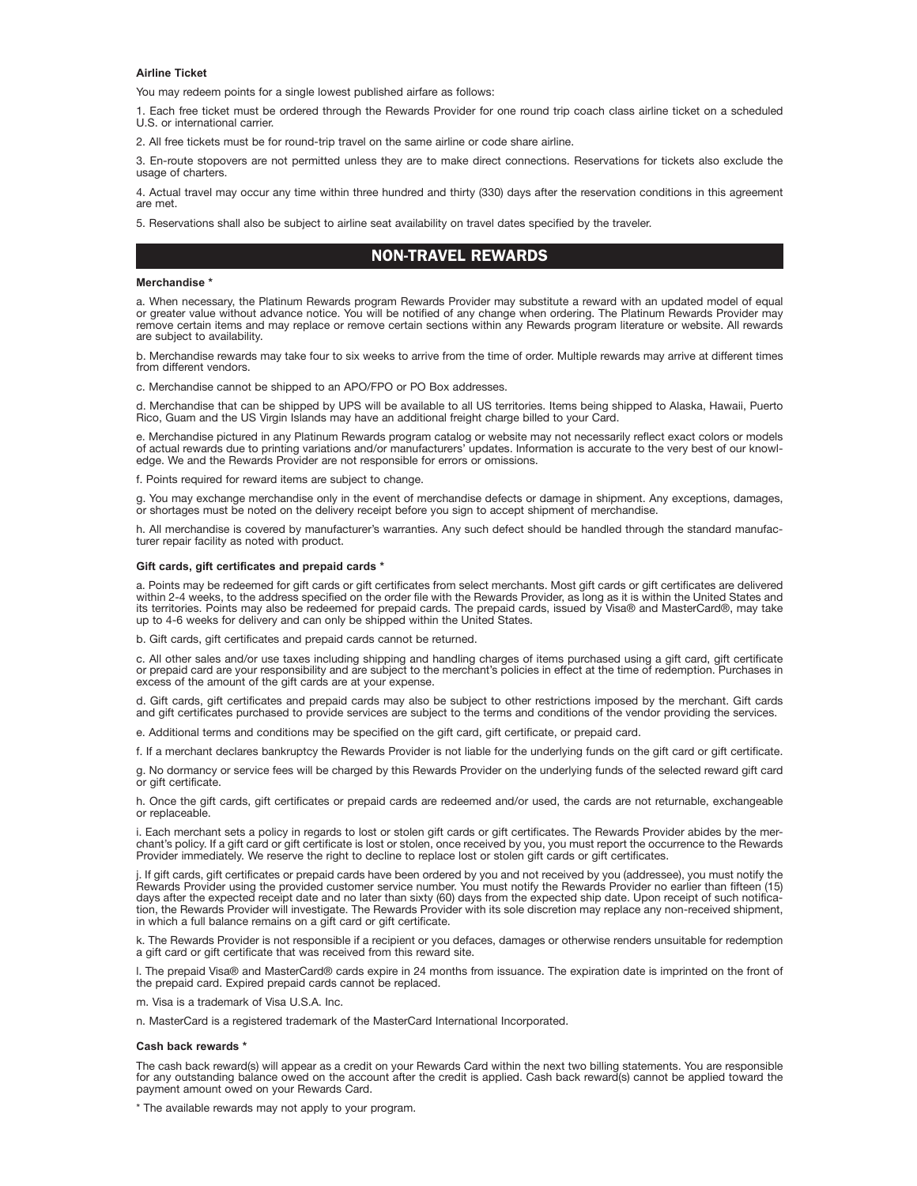**Airline Ticket**

You may redeem points for a single lowest published airfare as follows:

1. Each free ticket must be ordered through the Rewards Provider for one round trip coach class airline ticket on a scheduled U.S. or international carrier.

2. All free tickets must be for round-trip travel on the same airline or code share airline.

3. En-route stopovers are not permitted unless they are to make direct connections. Reservations for tickets also exclude the usage of charters.

4. Actual travel may occur any time within three hundred and thirty (330) days after the reservation conditions in this agreement are met.

5. Reservations shall also be subject to airline seat availability on travel dates specified by the traveler.

## NON-TRAVEL REWARDS

**Merchandise ***

a. When necessary, the Platinum Rewards program Rewards Provider may substitute a reward with an updated model of equal or greater value without advance notice. You will be notified of any change when ordering. The Platinum Rewards Provider may remove certain items and may replace or remove certain sections within any Rewards program literature or website. All rewards are subject to availability.

b. Merchandise rewards may take four to six weeks to arrive from the time of order. Multiple rewards may arrive at different times from different vendors.

c. Merchandise cannot be shipped to an APO/FPO or PO Box addresses.

d. Merchandise that can be shipped by UPS will be available to all US territories. Items being shipped to Alaska, Hawaii, Puerto Rico, Guam and the US Virgin Islands may have an additional freight charge billed to your Card.

e. Merchandise pictured in any Platinum Rewards program catalog or website may not necessarily reflect exact colors or models of actual rewards due to printing variations and/or manufacturers' updates. Information is accurate to the very best of our knowledge. We and the Rewards Provider are not responsible for errors or omissions.

f. Points required for reward items are subject to change.

g. You may exchange merchandise only in the event of merchandise defects or damage in shipment. Any exceptions, damages, or shortages must be noted on the delivery receipt before you sign to accept shipment of merchandise.

h. All merchandise is covered by manufacturer's warranties. Any such defect should be handled through the standard manufacturer repair facility as noted with product.

**Gift cards, gift certificates and prepaid cards ***

a. Points may be redeemed for gift cards or gift certificates from select merchants. Most gift cards or gift certificates are delivered within 2-4 weeks, to the address specified on the order file with the Rewards Provider, as long as it is within the United States and its territories. Points may also be redeemed for prepaid cards. The prepaid cards, issued by Visa® and MasterCard®, may take up to 4-6 weeks for delivery and can only be shipped within the United States.

b. Gift cards, gift certificates and prepaid cards cannot be returned.

c. All other sales and/or use taxes including shipping and handling charges of items purchased using a gift card, gift certificate or prepaid card are your responsibility and are subject to the merchant's policies in effect at the time of redemption. Purchases in excess of the amount of the gift cards are at your expense.

d. Gift cards, gift certificates and prepaid cards may also be subject to other restrictions imposed by the merchant. Gift cards and gift certificates purchased to provide services are subject to the terms and conditions of the vendor providing the services.

e. Additional terms and conditions may be specified on the gift card, gift certificate, or prepaid card.

f. If a merchant declares bankruptcy the Rewards Provider is not liable for the underlying funds on the gift card or gift certificate.

g. No dormancy or service fees will be charged by this Rewards Provider on the underlying funds of the selected reward gift card or gift certificate.

h. Once the gift cards, gift certificates or prepaid cards are redeemed and/or used, the cards are not returnable, exchangeable or replaceable.

i. Each merchant sets a policy in regards to lost or stolen gift cards or gift certificates. The Rewards Provider abides by the merchant's policy. If a gift card or gift certificate is lost or stolen, once received by you, you must report the occurrence to the Rewards Provider immediately. We reserve the right to decline to replace lost or stolen gift cards or gift certificates.

j. If gift cards, gift certificates or prepaid cards have been ordered by you and not received by you (addressee), you must notify the Rewards Provider using the provided customer service number. You must notify the Rewards Provider no earlier than fifteen (15) days after the expected receipt date and no later than sixty (60) days from the expected ship date. Upon receipt of such notification, the Rewards Provider will investigate. The Rewards Provider with its sole discretion may replace any non-received shipment, in which a full balance remains on a gift card or gift certificate.

k. The Rewards Provider is not responsible if a recipient or you defaces, damages or otherwise renders unsuitable for redemption a gift card or gift certificate that was received from this reward site.

l. The prepaid Visa® and MasterCard® cards expire in 24 months from issuance. The expiration date is imprinted on the front of the prepaid card. Expired prepaid cards cannot be replaced.

m. Visa is a trademark of Visa U.S.A. Inc.

n. MasterCard is a registered trademark of the MasterCard International Incorporated.

**Cash back rewards ***

The cash back reward(s) will appear as a credit on your Rewards Card within the next two billing statements. You are responsible for any outstanding balance owed on the account after the credit is applied. Cash back reward(s) cannot be applied toward the payment amount owed on your Rewards Card.

* The available rewards may not apply to your program.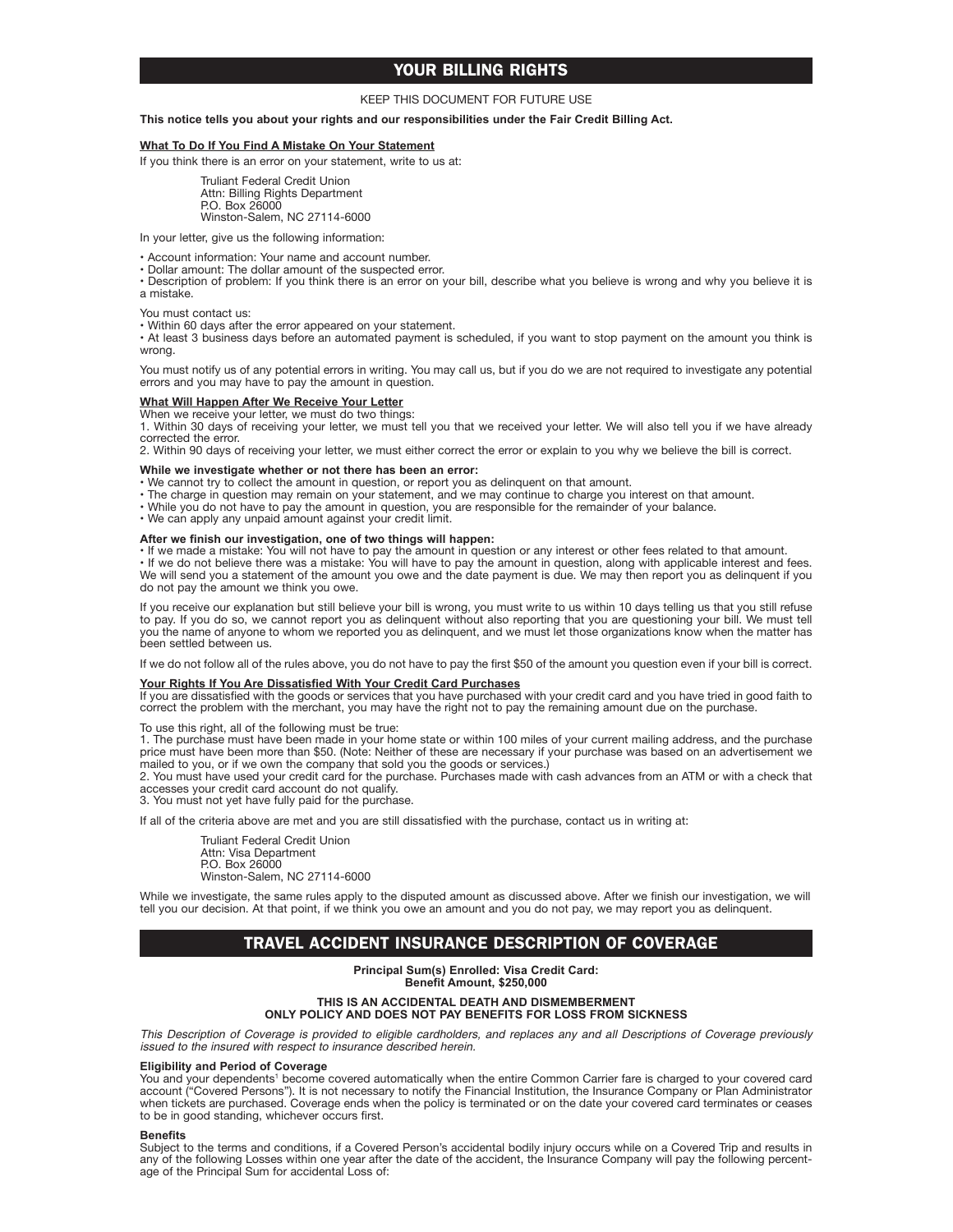## YOUR BILLING RIGHTS

KEEP THIS DOCUMENT FOR FUTURE USE

**This notice tells you about your rights and our responsibilities under the Fair Credit Billing Act.**

**What To Do If You Find A Mistake On Your Statement**

If you think there is an error on your statement, write to us at:

Truliant Federal Credit Union
Attn: Billing Rights Department
P.O. Box 26000
Winston-Salem, NC 27114-6000

In your letter, give us the following information:

- Account information: Your name and account number.
- Dollar amount: The dollar amount of the suspected error.
- Description of problem: If you think there is an error on your bill, describe what you believe is wrong and why you believe it is a mistake.

You must contact us:

- Within 60 days after the error appeared on your statement.
- At least 3 business days before an automated payment is scheduled, if you want to stop payment on the amount you think is wrong.

You must notify us of any potential errors in writing. You may call us, but if you do we are not required to investigate any potential errors and you may have to pay the amount in question.

**What Will Happen After We Receive Your Letter**

When we receive your letter, we must do two things:

1. Within 30 days of receiving your letter, we must tell you that we received your letter. We will also tell you if we have already corrected the error.
2. Within 90 days of receiving your letter, we must either correct the error or explain to you why we believe the bill is correct.

**While we investigate whether or not there has been an error:**

- We cannot try to collect the amount in question, or report you as delinquent on that amount.
- The charge in question may remain on your statement, and we may continue to charge you interest on that amount.
- While you do not have to pay the amount in question, you are responsible for the remainder of your balance.
- We can apply any unpaid amount against your credit limit.

**After we finish our investigation, one of two things will happen:**

- If we made a mistake: You will not have to pay the amount in question or any interest or other fees related to that amount.
- If we do not believe there was a mistake: You will have to pay the amount in question, along with applicable interest and fees. We will send you a statement of the amount you owe and the date payment is due. We may then report you as delinquent if you do not pay the amount we think you owe.

If you receive our explanation but still believe your bill is wrong, you must write to us within 10 days telling us that you still refuse to pay. If you do so, we cannot report you as delinquent without also reporting that you are questioning your bill. We must tell you the name of anyone to whom we reported you as delinquent, and we must let those organizations know when the matter has been settled between us.

If we do not follow all of the rules above, you do not have to pay the first $50 of the amount you question even if your bill is correct.

**Your Rights If You Are Dissatisfied With Your Credit Card Purchases**

If you are dissatisfied with the goods or services that you have purchased with your credit card and you have tried in good faith to correct the problem with the merchant, you may have the right not to pay the remaining amount due on the purchase.

To use this right, all of the following must be true:

1. The purchase must have been made in your home state or within 100 miles of your current mailing address, and the purchase price must have been more than $50. (Note: Neither of these are necessary if your purchase was based on an advertisement we mailed to you, or if we own the company that sold you the goods or services.)
2. You must have used your credit card for the purchase. Purchases made with cash advances from an ATM or with a check that accesses your credit card account do not qualify.
3. You must not yet have fully paid for the purchase.

If all of the criteria above are met and you are still dissatisfied with the purchase, contact us in writing at:

Truliant Federal Credit Union
Attn: Visa Department
P.O. Box 26000
Winston-Salem, NC 27114-6000

While we investigate, the same rules apply to the disputed amount as discussed above. After we finish our investigation, we will tell you our decision. At that point, if we think you owe an amount and you do not pay, we may report you as delinquent.

## TRAVEL ACCIDENT INSURANCE DESCRIPTION OF COVERAGE

**Principal Sum(s) Enrolled: Visa Credit Card:**
**Benefit Amount, $250,000**

**THIS IS AN ACCIDENTAL DEATH AND DISMEMBERMENT ONLY POLICY AND DOES NOT PAY BENEFITS FOR LOSS FROM SICKNESS**

*This Description of Coverage is provided to eligible cardholders, and replaces any and all Descriptions of Coverage previously issued to the insured with respect to insurance described herein.*

**Eligibility and Period of Coverage**

You and your dependents[1] become covered automatically when the entire Common Carrier fare is charged to your covered card account ("Covered Persons"). It is not necessary to notify the Financial Institution, the Insurance Company or Plan Administrator when tickets are purchased. Coverage ends when the policy is terminated or on the date your covered card terminates or ceases to be in good standing, whichever occurs first.

**Benefits**

Subject to the terms and conditions, if a Covered Person's accidental bodily injury occurs while on a Covered Trip and results in any of the following Losses within one year after the date of the accident, the Insurance Company will pay the following percentage of the Principal Sum for accidental Loss of: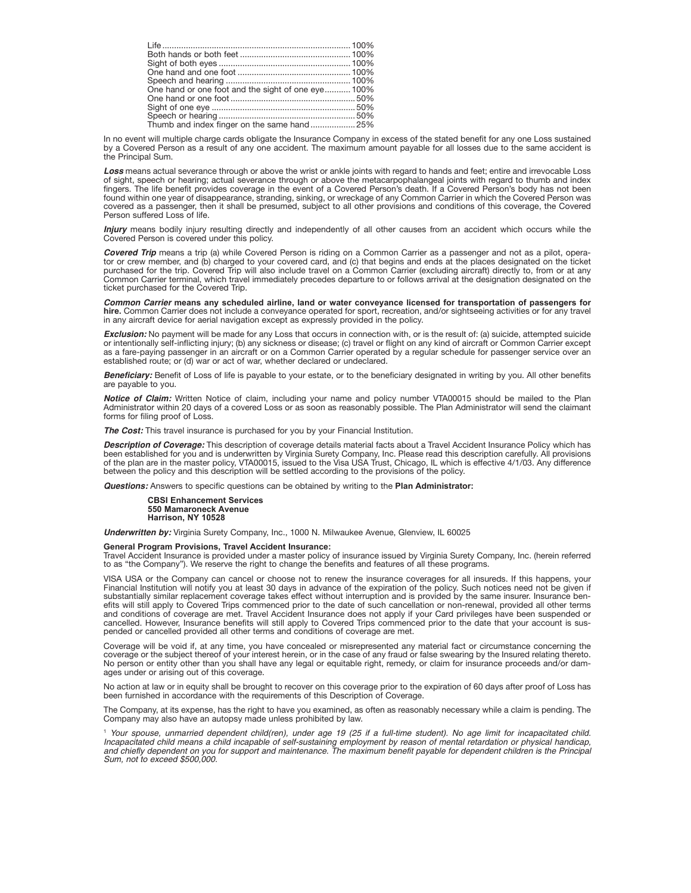| | |
|---|---|
| Life | 100% |
| Both hands or both feet | 100% |
| Sight of both eyes | 100% |
| One hand and one foot | 100% |
| Speech and hearing | 100% |
| One hand or one foot and the sight of one eye | 100% |
| One hand or one foot | 50% |
| Sight of one eye | 50% |
| Speech or hearing | 50% |
| Thumb and index finger on the same hand | 25% |

In no event will multiple charge cards obligate the Insurance Company in excess of the stated benefit for any one Loss sustained by a Covered Person as a result of any one accident. The maximum amount payable for all losses due to the same accident is the Principal Sum.

***Loss*** means actual severance through or above the wrist or ankle joints with regard to hands and feet; entire and irrevocable Loss of sight, speech or hearing; actual severance through or above the metacarpophalangeal joints with regard to thumb and index fingers. The life benefit provides coverage in the event of a Covered Person's death. If a Covered Person's body has not been found within one year of disappearance, stranding, sinking, or wreckage of any Common Carrier in which the Covered Person was covered as a passenger, then it shall be presumed, subject to all other provisions and conditions of this coverage, the Covered Person suffered Loss of life.

***Injury*** means bodily injury resulting directly and independently of all other causes from an accident which occurs while the Covered Person is covered under this policy.

***Covered Trip*** means a trip (a) while Covered Person is riding on a Common Carrier as a passenger and not as a pilot, operator or crew member, and (b) charged to your covered card, and (c) that begins and ends at the places designated on the ticket purchased for the trip. Covered Trip will also include travel on a Common Carrier (excluding aircraft) directly to, from or at any Common Carrier terminal, which travel immediately precedes departure to or follows arrival at the designation designated on the ticket purchased for the Covered Trip.

***Common Carrier* means any scheduled airline, land or water conveyance licensed for transportation of passengers for hire.** Common Carrier does not include a conveyance operated for sport, recreation, and/or sightseeing activities or for any travel in any aircraft device for aerial navigation except as expressly provided in the policy.

***Exclusion:*** No payment will be made for any Loss that occurs in connection with, or is the result of: (a) suicide, attempted suicide or intentionally self-inflicting injury; (b) any sickness or disease; (c) travel or flight on any kind of aircraft or Common Carrier except as a fare-paying passenger in an aircraft or on a Common Carrier operated by a regular schedule for passenger service over an established route; or (d) war or act of war, whether declared or undeclared.

***Beneficiary:*** Benefit of Loss of life is payable to your estate, or to the beneficiary designated in writing by you. All other benefits are payable to you.

***Notice of Claim:*** Written Notice of claim, including your name and policy number VTA00015 should be mailed to the Plan Administrator within 20 days of a covered Loss or as soon as reasonably possible. The Plan Administrator will send the claimant forms for filing proof of Loss.

***The Cost:*** This travel insurance is purchased for you by your Financial Institution.

***Description of Coverage:*** This description of coverage details material facts about a Travel Accident Insurance Policy which has been established for you and is underwritten by Virginia Surety Company, Inc. Please read this description carefully. All provisions of the plan are in the master policy, VTA00015, issued to the Visa USA Trust, Chicago, IL which is effective 4/1/03. Any difference between the policy and this description will be settled according to the provisions of the policy.

***Questions:*** Answers to specific questions can be obtained by writing to the **Plan Administrator:**

**CBSI Enhancement Services**
**550 Mamaroneck Avenue**
**Harrison, NY 10528**

***Underwritten by:*** Virginia Surety Company, Inc., 1000 N. Milwaukee Avenue, Glenview, IL 60025

**General Program Provisions, Travel Accident Insurance:**
Travel Accident Insurance is provided under a master policy of insurance issued by Virginia Surety Company, Inc. (herein referred to as "the Company"). We reserve the right to change the benefits and features of all these programs.

VISA USA or the Company can cancel or choose not to renew the insurance coverages for all insureds. If this happens, your Financial Institution will notify you at least 30 days in advance of the expiration of the policy. Such notices need not be given if substantially similar replacement coverage takes effect without interruption and is provided by the same insurer. Insurance benefits will still apply to Covered Trips commenced prior to the date of such cancellation or non-renewal, provided all other terms and conditions of coverage are met. Travel Accident Insurance does not apply if your Card privileges have been suspended or cancelled. However, Insurance benefits will still apply to Covered Trips commenced prior to the date that your account is suspended or cancelled provided all other terms and conditions of coverage are met.

Coverage will be void if, at any time, you have concealed or misrepresented any material fact or circumstance concerning the coverage or the subject thereof of your interest herein, or in the case of any fraud or false swearing by the Insured relating thereto. No person or entity other than you shall have any legal or equitable right, remedy, or claim for insurance proceeds and/or damages under or arising out of this coverage.

No action at law or in equity shall be brought to recover on this coverage prior to the expiration of 60 days after proof of Loss has been furnished in accordance with the requirements of this Description of Coverage.

The Company, at its expense, has the right to have you examined, as often as reasonably necessary while a claim is pending. The Company may also have an autopsy made unless prohibited by law.

[1] *Your spouse, unmarried dependent child(ren), under age 19 (25 if a full-time student). No age limit for incapacitated child. Incapacitated child means a child incapable of self-sustaining employment by reason of mental retardation or physical handicap, and chiefly dependent on you for support and maintenance. The maximum benefit payable for dependent children is the Principal Sum, not to exceed $500,000.*